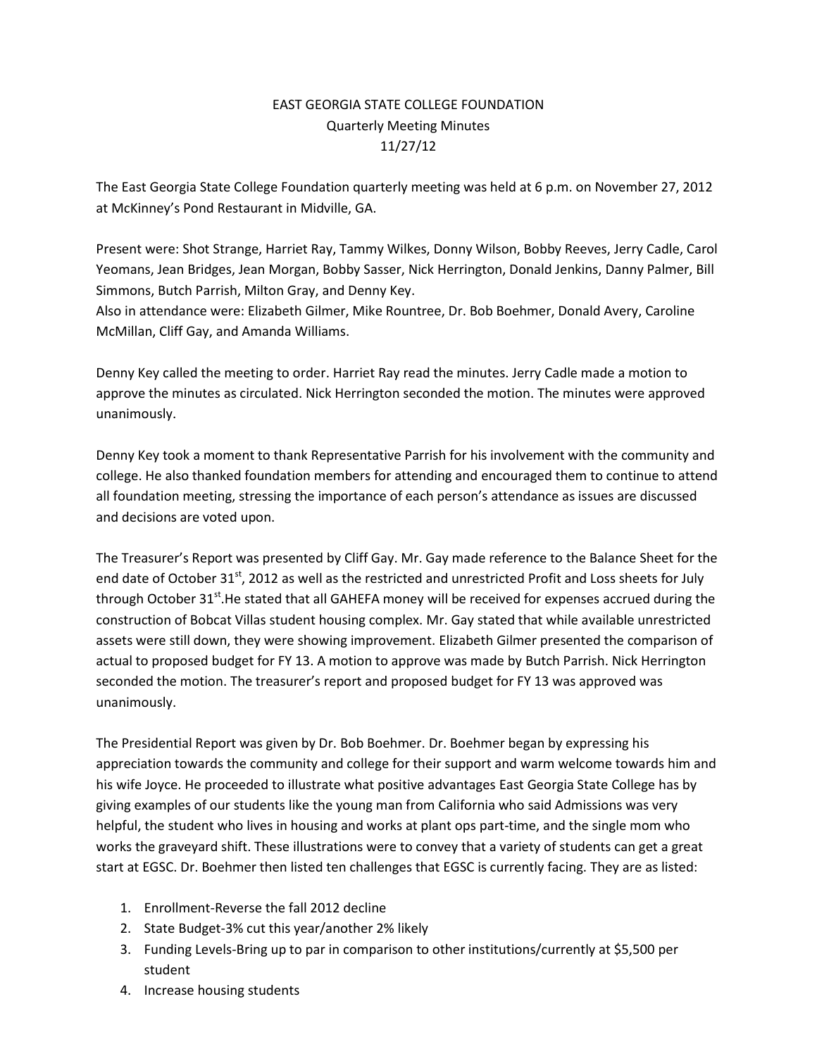# EAST GEORGIA STATE COLLEGE FOUNDATION
## Quarterly Meeting Minutes
### 11/27/12

The East Georgia State College Foundation quarterly meeting was held at 6 p.m. on November 27, 2012 at McKinney's Pond Restaurant in Midville, GA.

Present were: Shot Strange, Harriet Ray, Tammy Wilkes, Donny Wilson, Bobby Reeves, Jerry Cadle, Carol Yeomans, Jean Bridges, Jean Morgan, Bobby Sasser, Nick Herrington, Donald Jenkins, Danny Palmer, Bill Simmons, Butch Parrish, Milton Gray, and Denny Key.
Also in attendance were: Elizabeth Gilmer, Mike Rountree, Dr. Bob Boehmer, Donald Avery, Caroline McMillan, Cliff Gay, and Amanda Williams.

Denny Key called the meeting to order. Harriet Ray read the minutes. Jerry Cadle made a motion to approve the minutes as circulated. Nick Herrington seconded the motion. The minutes were approved unanimously.

Denny Key took a moment to thank Representative Parrish for his involvement with the community and college. He also thanked foundation members for attending and encouraged them to continue to attend all foundation meeting, stressing the importance of each person's attendance as issues are discussed and decisions are voted upon.

The Treasurer's Report was presented by Cliff Gay. Mr. Gay made reference to the Balance Sheet for the end date of October 31st, 2012 as well as the restricted and unrestricted Profit and Loss sheets for July through October 31st.He stated that all GAHEFA money will be received for expenses accrued during the construction of Bobcat Villas student housing complex. Mr. Gay stated that while available unrestricted assets were still down, they were showing improvement. Elizabeth Gilmer presented the comparison of actual to proposed budget for FY 13. A motion to approve was made by Butch Parrish. Nick Herrington seconded the motion. The treasurer's report and proposed budget for FY 13 was approved was unanimously.

The Presidential Report was given by Dr. Bob Boehmer. Dr. Boehmer began by expressing his appreciation towards the community and college for their support and warm welcome towards him and his wife Joyce. He proceeded to illustrate what positive advantages East Georgia State College has by giving examples of our students like the young man from California who said Admissions was very helpful, the student who lives in housing and works at plant ops part-time, and the single mom who works the graveyard shift. These illustrations were to convey that a variety of students can get a great start at EGSC. Dr. Boehmer then listed ten challenges that EGSC is currently facing. They are as listed:

1. Enrollment-Reverse the fall 2012 decline
2. State Budget-3% cut this year/another 2% likely
3. Funding Levels-Bring up to par in comparison to other institutions/currently at $5,500 per student
4. Increase housing students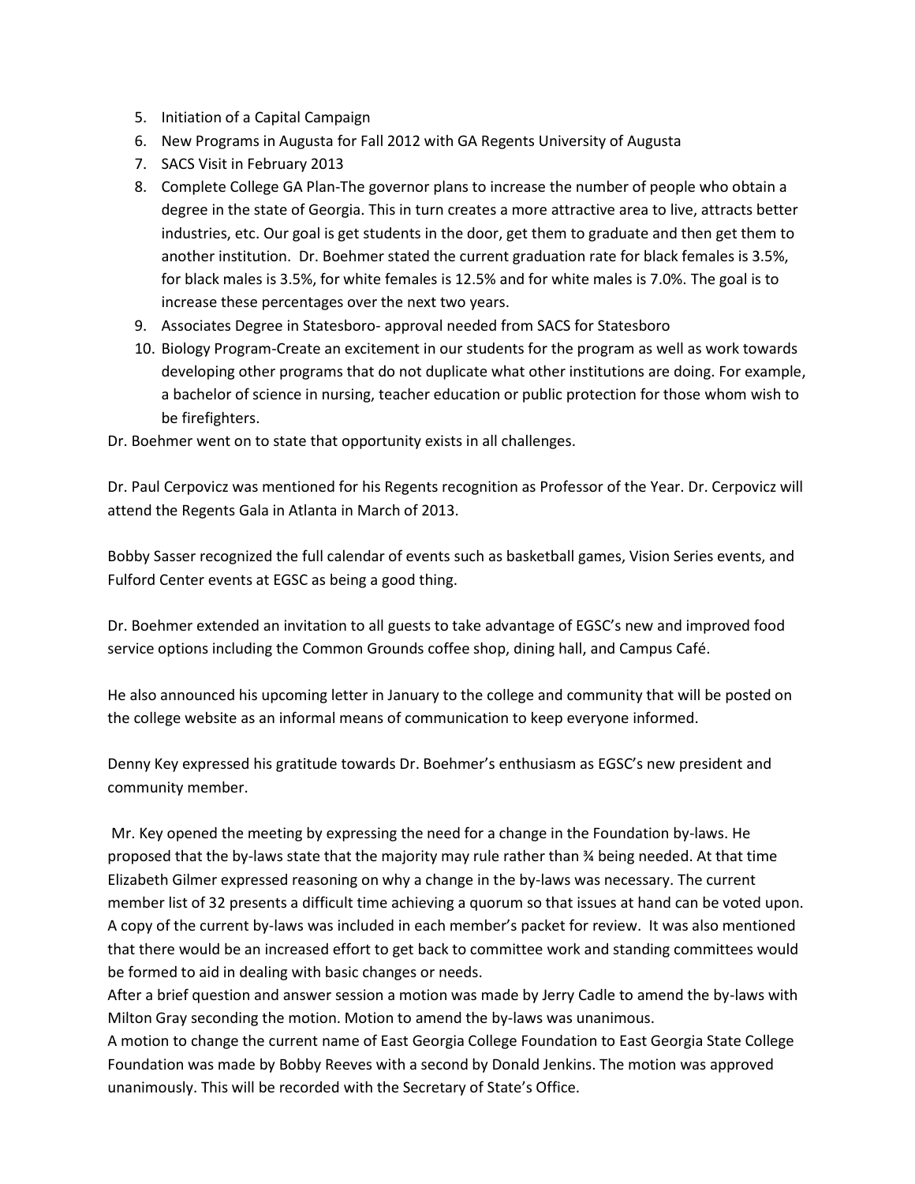5. Initiation of a Capital Campaign
6. New Programs in Augusta for Fall 2012 with GA Regents University of Augusta
7. SACS Visit in February 2013
8. Complete College GA Plan-The governor plans to increase the number of people who obtain a degree in the state of Georgia. This in turn creates a more attractive area to live, attracts better industries, etc. Our goal is get students in the door, get them to graduate and then get them to another institution. Dr. Boehmer stated the current graduation rate for black females is 3.5%, for black males is 3.5%, for white females is 12.5% and for white males is 7.0%. The goal is to increase these percentages over the next two years.
9. Associates Degree in Statesboro- approval needed from SACS for Statesboro
10. Biology Program-Create an excitement in our students for the program as well as work towards developing other programs that do not duplicate what other institutions are doing. For example, a bachelor of science in nursing, teacher education or public protection for those whom wish to be firefighters.

Dr. Boehmer went on to state that opportunity exists in all challenges.

Dr. Paul Cerpovicz was mentioned for his Regents recognition as Professor of the Year. Dr. Cerpovicz will attend the Regents Gala in Atlanta in March of 2013.

Bobby Sasser recognized the full calendar of events such as basketball games, Vision Series events, and Fulford Center events at EGSC as being a good thing.

Dr. Boehmer extended an invitation to all guests to take advantage of EGSC's new and improved food service options including the Common Grounds coffee shop, dining hall, and Campus Café.

He also announced his upcoming letter in January to the college and community that will be posted on the college website as an informal means of communication to keep everyone informed.

Denny Key expressed his gratitude towards Dr. Boehmer's enthusiasm as EGSC's new president and community member.

Mr. Key opened the meeting by expressing the need for a change in the Foundation by-laws. He proposed that the by-laws state that the majority may rule rather than ¾ being needed. At that time Elizabeth Gilmer expressed reasoning on why a change in the by-laws was necessary. The current member list of 32 presents a difficult time achieving a quorum so that issues at hand can be voted upon. A copy of the current by-laws was included in each member's packet for review. It was also mentioned that there would be an increased effort to get back to committee work and standing committees would be formed to aid in dealing with basic changes or needs.

After a brief question and answer session a motion was made by Jerry Cadle to amend the by-laws with Milton Gray seconding the motion. Motion to amend the by-laws was unanimous.

A motion to change the current name of East Georgia College Foundation to East Georgia State College Foundation was made by Bobby Reeves with a second by Donald Jenkins. The motion was approved unanimously. This will be recorded with the Secretary of State's Office.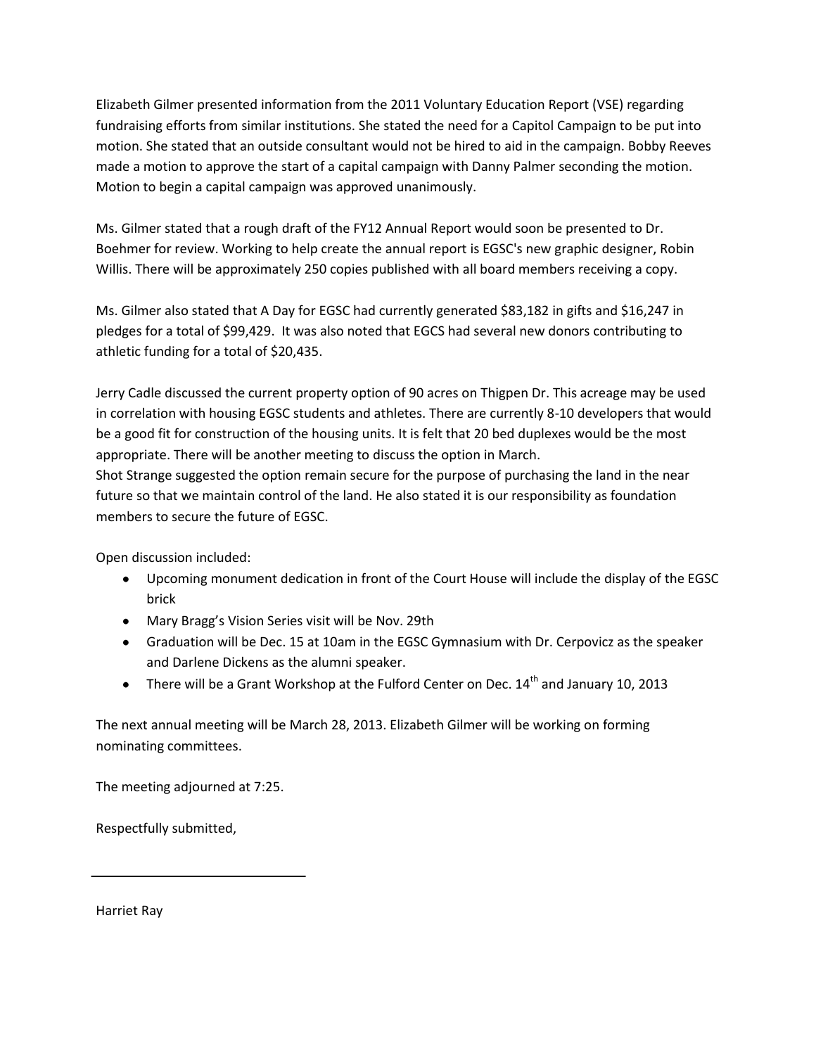Elizabeth Gilmer presented information from the 2011 Voluntary Education Report (VSE) regarding fundraising efforts from similar institutions. She stated the need for a Capitol Campaign to be put into motion. She stated that an outside consultant would not be hired to aid in the campaign. Bobby Reeves made a motion to approve the start of a capital campaign with Danny Palmer seconding the motion. Motion to begin a capital campaign was approved unanimously.

Ms. Gilmer stated that a rough draft of the FY12 Annual Report would soon be presented to Dr. Boehmer for review. Working to help create the annual report is EGSC's new graphic designer, Robin Willis. There will be approximately 250 copies published with all board members receiving a copy.

Ms. Gilmer also stated that A Day for EGSC had currently generated $83,182 in gifts and $16,247 in pledges for a total of $99,429. It was also noted that EGCS had several new donors contributing to athletic funding for a total of $20,435.

Jerry Cadle discussed the current property option of 90 acres on Thigpen Dr. This acreage may be used in correlation with housing EGSC students and athletes. There are currently 8-10 developers that would be a good fit for construction of the housing units. It is felt that 20 bed duplexes would be the most appropriate. There will be another meeting to discuss the option in March.
Shot Strange suggested the option remain secure for the purpose of purchasing the land in the near future so that we maintain control of the land. He also stated it is our responsibility as foundation members to secure the future of EGSC.

Open discussion included:

- Upcoming monument dedication in front of the Court House will include the display of the EGSC brick
- Mary Bragg's Vision Series visit will be Nov. 29th
- Graduation will be Dec. 15 at 10am in the EGSC Gymnasium with Dr. Cerpovicz as the speaker and Darlene Dickens as the alumni speaker.
- There will be a Grant Workshop at the Fulford Center on Dec. 14th and January 10, 2013

The next annual meeting will be March 28, 2013. Elizabeth Gilmer will be working on forming nominating committees.

The meeting adjourned at 7:25.

Respectfully submitted,

Harriet Ray